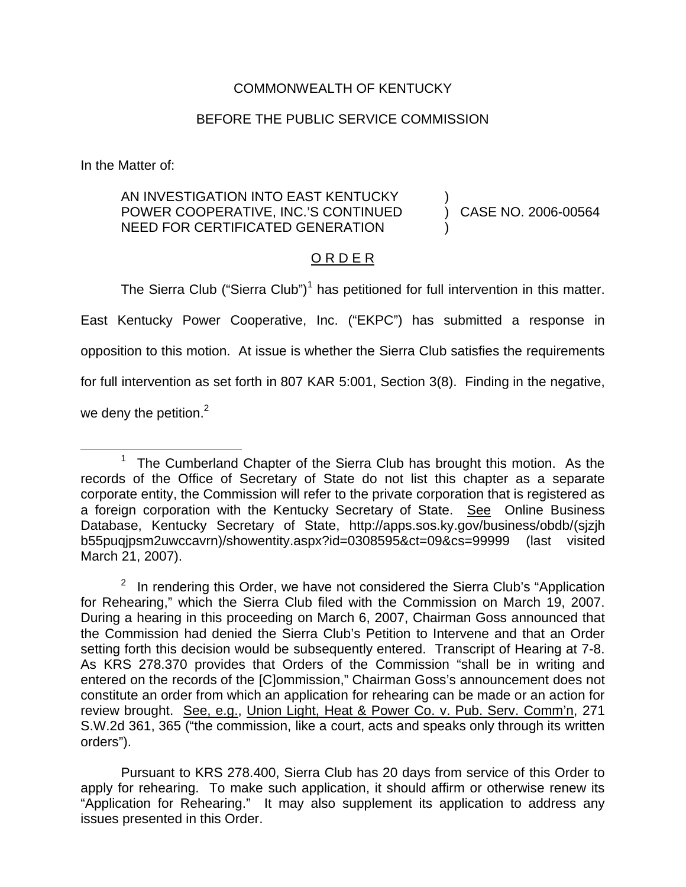COMMONWEALTH OF KENTUCKY

BEFORE THE PUBLIC SERVICE COMMISSION

In the Matter of:

AN INVESTIGATION INTO EAST KENTUCKY POWER COOPERATIVE, INC.'S CONTINUED NEED FOR CERTIFICATED GENERATION ) CASE NO. 2006-00564

O R D E R

The Sierra Club ("Sierra Club")[1] has petitioned for full intervention in this matter. East Kentucky Power Cooperative, Inc. ("EKPC") has submitted a response in opposition to this motion. At issue is whether the Sierra Club satisfies the requirements for full intervention as set forth in 807 KAR 5:001, Section 3(8). Finding in the negative, we deny the petition.[2]

---

[1] The Cumberland Chapter of the Sierra Club has brought this motion. As the records of the Office of Secretary of State do not list this chapter as a separate corporate entity, the Commission will refer to the private corporation that is registered as a foreign corporation with the Kentucky Secretary of State. See Online Business Database, Kentucky Secretary of State, http://apps.sos.ky.gov/business/obdb/(sjzjhb55puqjpsm2uwccavrn)/showentity.aspx?id=0308595&ct=09&cs=99999 (last visited March 21, 2007).

[2] In rendering this Order, we have not considered the Sierra Club's "Application for Rehearing," which the Sierra Club filed with the Commission on March 19, 2007. During a hearing in this proceeding on March 6, 2007, Chairman Goss announced that the Commission had denied the Sierra Club's Petition to Intervene and that an Order setting forth this decision would be subsequently entered. Transcript of Hearing at 7-8. As KRS 278.370 provides that Orders of the Commission "shall be in writing and entered on the records of the [C]ommission," Chairman Goss's announcement does not constitute an order from which an application for rehearing can be made or an action for review brought. See, e.g., Union Light, Heat & Power Co. v. Pub. Serv. Comm'n, 271 S.W.2d 361, 365 ("the commission, like a court, acts and speaks only through its written orders").

Pursuant to KRS 278.400, Sierra Club has 20 days from service of this Order to apply for rehearing. To make such application, it should affirm or otherwise renew its "Application for Rehearing." It may also supplement its application to address any issues presented in this Order.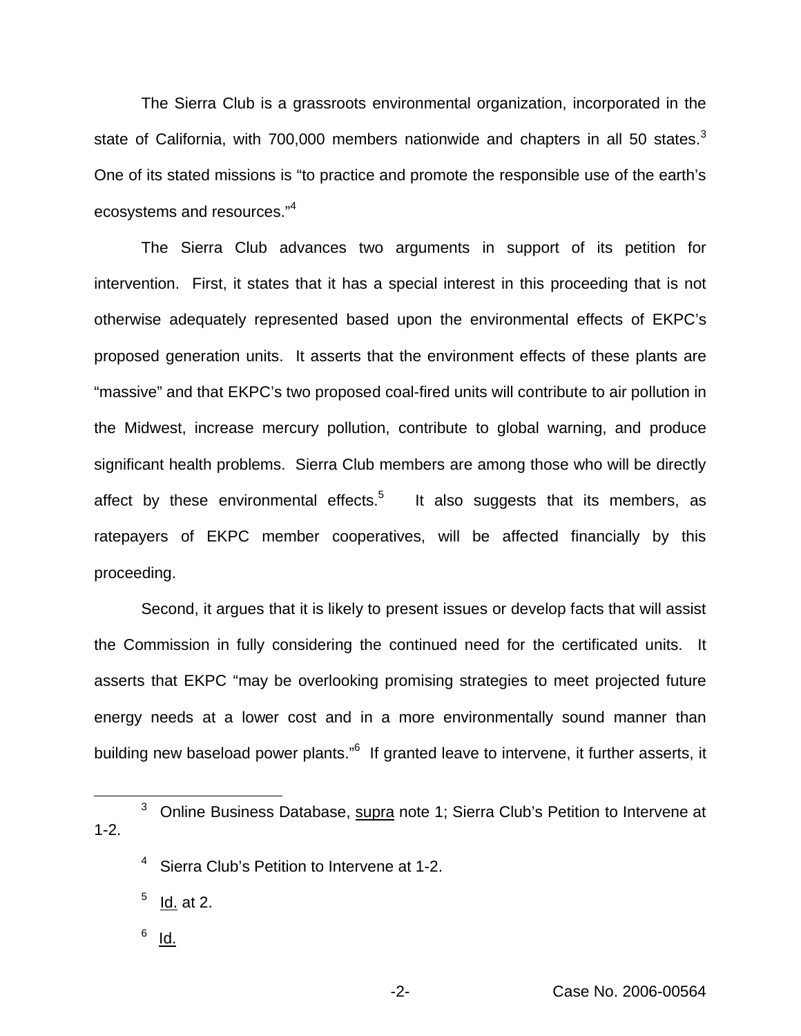The Sierra Club is a grassroots environmental organization, incorporated in the state of California, with 700,000 members nationwide and chapters in all 50 states.[3] One of its stated missions is "to practice and promote the responsible use of the earth's ecosystems and resources."[4]

The Sierra Club advances two arguments in support of its petition for intervention. First, it states that it has a special interest in this proceeding that is not otherwise adequately represented based upon the environmental effects of EKPC's proposed generation units. It asserts that the environment effects of these plants are "massive" and that EKPC's two proposed coal-fired units will contribute to air pollution in the Midwest, increase mercury pollution, contribute to global warning, and produce significant health problems. Sierra Club members are among those who will be directly affect by these environmental effects.[5] It also suggests that its members, as ratepayers of EKPC member cooperatives, will be affected financially by this proceeding.

Second, it argues that it is likely to present issues or develop facts that will assist the Commission in fully considering the continued need for the certificated units. It asserts that EKPC "may be overlooking promising strategies to meet projected future energy needs at a lower cost and in a more environmentally sound manner than building new baseload power plants."[6] If granted leave to intervene, it further asserts, it

---

[3] Online Business Database, supra note 1; Sierra Club's Petition to Intervene at 1-2.

[4] Sierra Club's Petition to Intervene at 1-2.

[5] Id. at 2.

[6] Id.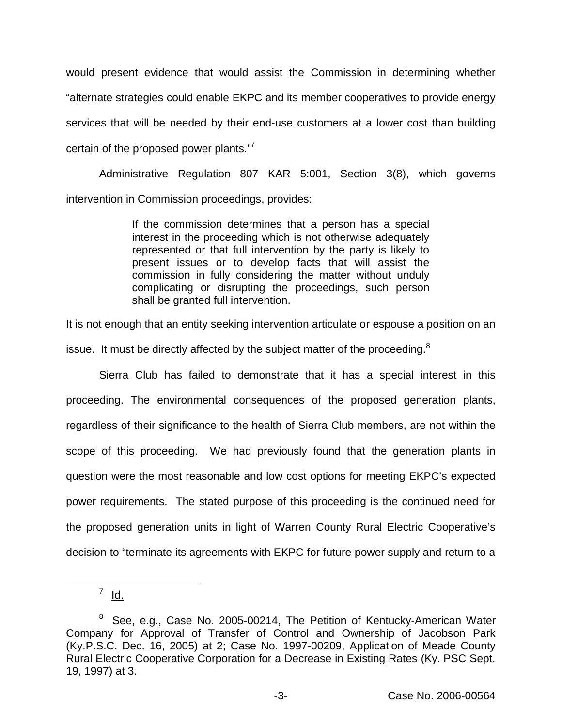would present evidence that would assist the Commission in determining whether "alternate strategies could enable EKPC and its member cooperatives to provide energy services that will be needed by their end-use customers at a lower cost than building certain of the proposed power plants."[7]

Administrative Regulation 807 KAR 5:001, Section 3(8), which governs intervention in Commission proceedings, provides:

> If the commission determines that a person has a special interest in the proceeding which is not otherwise adequately represented or that full intervention by the party is likely to present issues or to develop facts that will assist the commission in fully considering the matter without unduly complicating or disrupting the proceedings, such person shall be granted full intervention.

It is not enough that an entity seeking intervention articulate or espouse a position on an issue. It must be directly affected by the subject matter of the proceeding.[8]

Sierra Club has failed to demonstrate that it has a special interest in this proceeding. The environmental consequences of the proposed generation plants, regardless of their significance to the health of Sierra Club members, are not within the scope of this proceeding. We had previously found that the generation plants in question were the most reasonable and low cost options for meeting EKPC's expected power requirements. The stated purpose of this proceeding is the continued need for the proposed generation units in light of Warren County Rural Electric Cooperative's decision to "terminate its agreements with EKPC for future power supply and return to a

---

[7] Id.

[8] See, e.g., Case No. 2005-00214, The Petition of Kentucky-American Water Company for Approval of Transfer of Control and Ownership of Jacobson Park (Ky.P.S.C. Dec. 16, 2005) at 2; Case No. 1997-00209, Application of Meade County Rural Electric Cooperative Corporation for a Decrease in Existing Rates (Ky. PSC Sept. 19, 1997) at 3.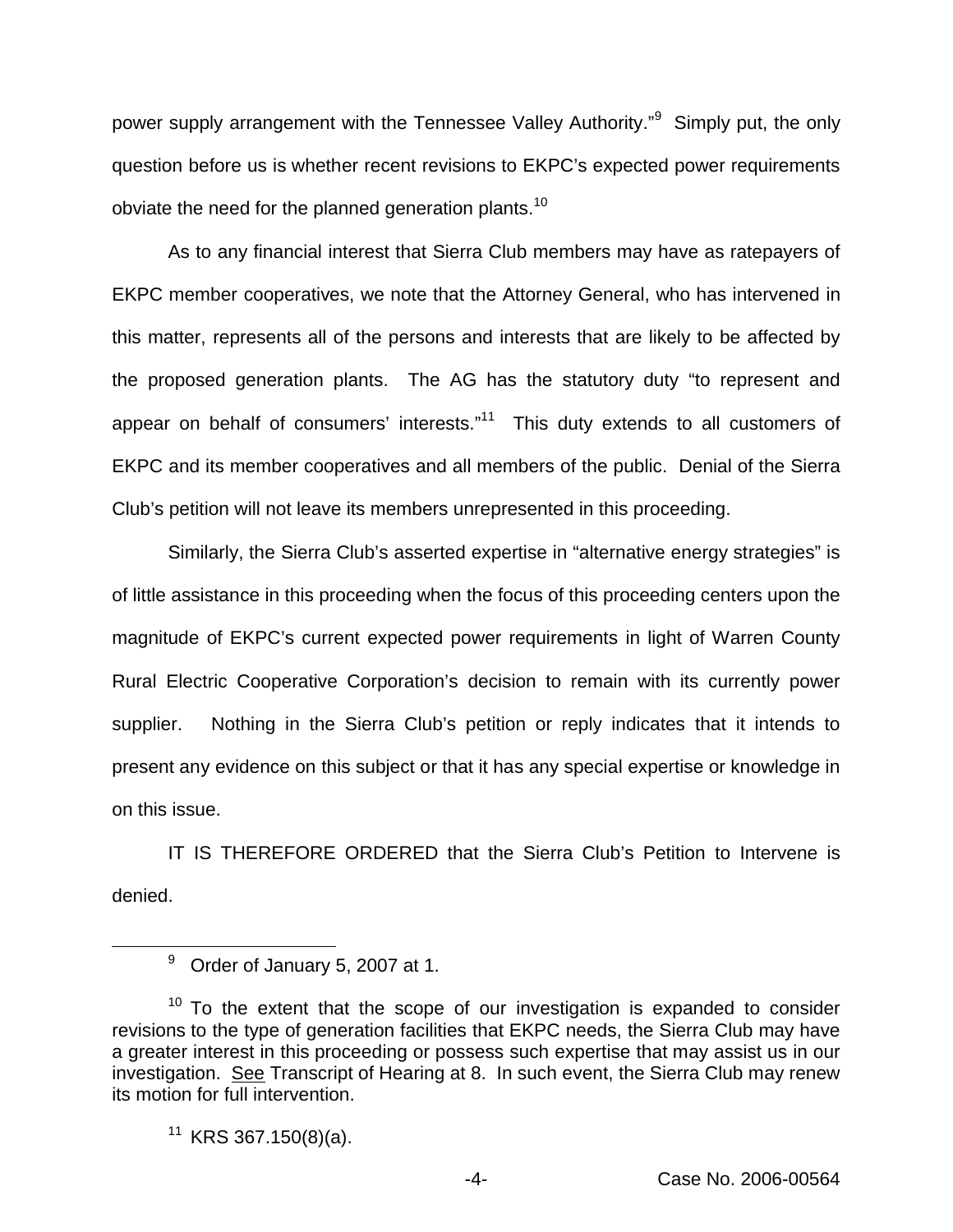power supply arrangement with the Tennessee Valley Authority."[9] Simply put, the only question before us is whether recent revisions to EKPC's expected power requirements obviate the need for the planned generation plants.[10]

As to any financial interest that Sierra Club members may have as ratepayers of EKPC member cooperatives, we note that the Attorney General, who has intervened in this matter, represents all of the persons and interests that are likely to be affected by the proposed generation plants. The AG has the statutory duty "to represent and appear on behalf of consumers' interests."[11] This duty extends to all customers of EKPC and its member cooperatives and all members of the public. Denial of the Sierra Club's petition will not leave its members unrepresented in this proceeding.

Similarly, the Sierra Club's asserted expertise in "alternative energy strategies" is of little assistance in this proceeding when the focus of this proceeding centers upon the magnitude of EKPC's current expected power requirements in light of Warren County Rural Electric Cooperative Corporation's decision to remain with its currently power supplier. Nothing in the Sierra Club's petition or reply indicates that it intends to present any evidence on this subject or that it has any special expertise or knowledge in on this issue.

IT IS THEREFORE ORDERED that the Sierra Club's Petition to Intervene is denied.

---

[9] Order of January 5, 2007 at 1.

[10] To the extent that the scope of our investigation is expanded to consider revisions to the type of generation facilities that EKPC needs, the Sierra Club may have a greater interest in this proceeding or possess such expertise that may assist us in our investigation. See Transcript of Hearing at 8. In such event, the Sierra Club may renew its motion for full intervention.

[11] KRS 367.150(8)(a).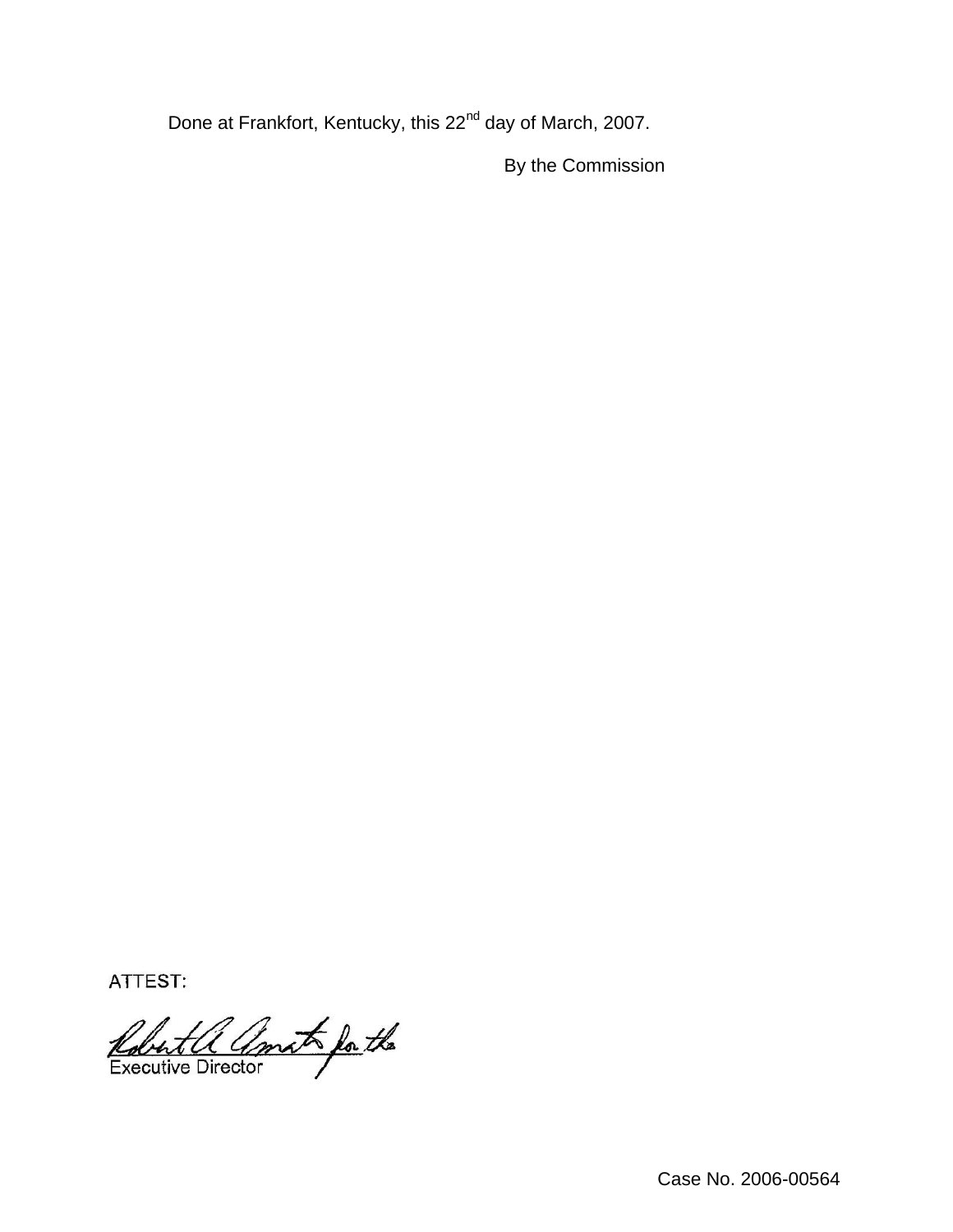Done at Frankfort, Kentucky, this 22nd day of March, 2007.

By the Commission

ATTEST:

Executive Director

Case No. 2006-00564